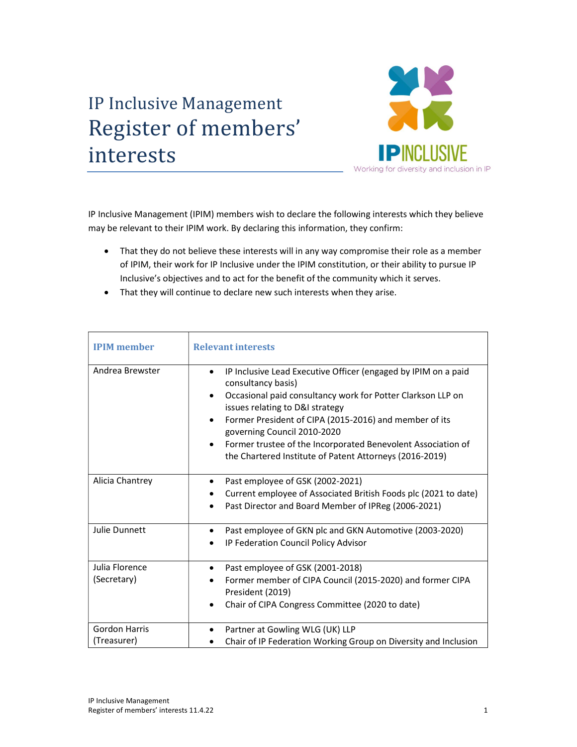# IP Inclusive Management
# Register of members' interests

IP Inclusive Management (IPIM) members wish to declare the following interests which they believe may be relevant to their IPIM work. By declaring this information, they confirm:

- That they do not believe these interests will in any way compromise their role as a member of IPIM, their work for IP Inclusive under the IPIM constitution, or their ability to pursue IP Inclusive's objectives and to act for the benefit of the community which it serves.
- That they will continue to declare new such interests when they arise.

| IPIM member | Relevant interests |
|---|---|
| Andrea Brewster | • IP Inclusive Lead Executive Officer (engaged by IPIM on a paid consultancy basis)<br>• Occasional paid consultancy work for Potter Clarkson LLP on issues relating to D&I strategy<br>• Former President of CIPA (2015-2016) and member of its governing Council 2010-2020<br>• Former trustee of the Incorporated Benevolent Association of the Chartered Institute of Patent Attorneys (2016-2019) |
| Alicia Chantrey | • Past employee of GSK (2002-2021)<br>• Current employee of Associated British Foods plc (2021 to date)<br>• Past Director and Board Member of IPReg (2006-2021) |
| Julie Dunnett | • Past employee of GKN plc and GKN Automotive (2003-2020)<br>• IP Federation Council Policy Advisor |
| Julia Florence (Secretary) | • Past employee of GSK (2001-2018)<br>• Former member of CIPA Council (2015-2020) and former CIPA President (2019)<br>• Chair of CIPA Congress Committee (2020 to date) |
| Gordon Harris (Treasurer) | • Partner at Gowling WLG (UK) LLP<br>• Chair of IP Federation Working Group on Diversity and Inclusion |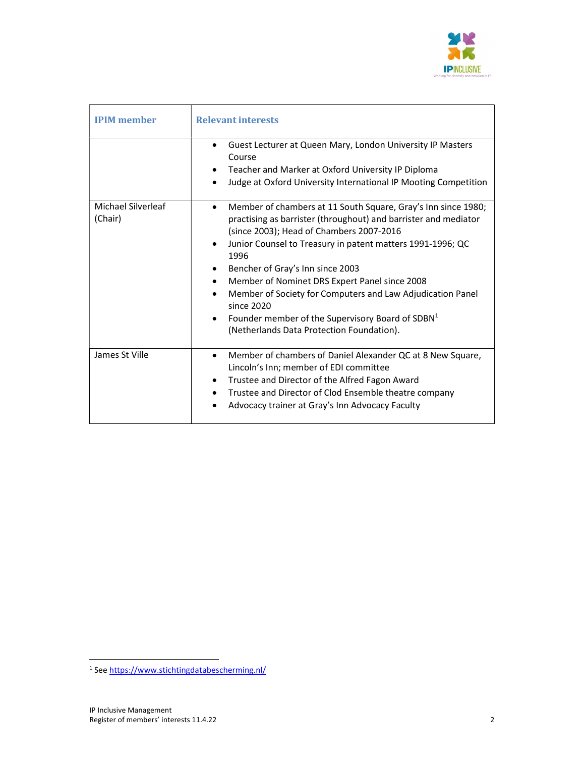| IPIM member | Relevant interests |
|---|---|
| | • Guest Lecturer at Queen Mary, London University IP Masters Course<br>• Teacher and Marker at Oxford University IP Diploma<br>• Judge at Oxford University International IP Mooting Competition |
| Michael Silverleaf (Chair) | • Member of chambers at 11 South Square, Gray's Inn since 1980; practising as barrister (throughout) and barrister and mediator (since 2003); Head of Chambers 2007-2016<br>• Junior Counsel to Treasury in patent matters 1991-1996; QC 1996<br>• Bencher of Gray's Inn since 2003<br>• Member of Nominet DRS Expert Panel since 2008<br>• Member of Society for Computers and Law Adjudication Panel since 2020<br>• Founder member of the Supervisory Board of SDBN[1] (Netherlands Data Protection Foundation). |
| James St Ville | • Member of chambers of Daniel Alexander QC at 8 New Square, Lincoln's Inn; member of EDI committee<br>• Trustee and Director of the Alfred Fagon Award<br>• Trustee and Director of Clod Ensemble theatre company<br>• Advocacy trainer at Gray's Inn Advocacy Faculty |

[1] See https://www.stichtingdatabescherming.nl/